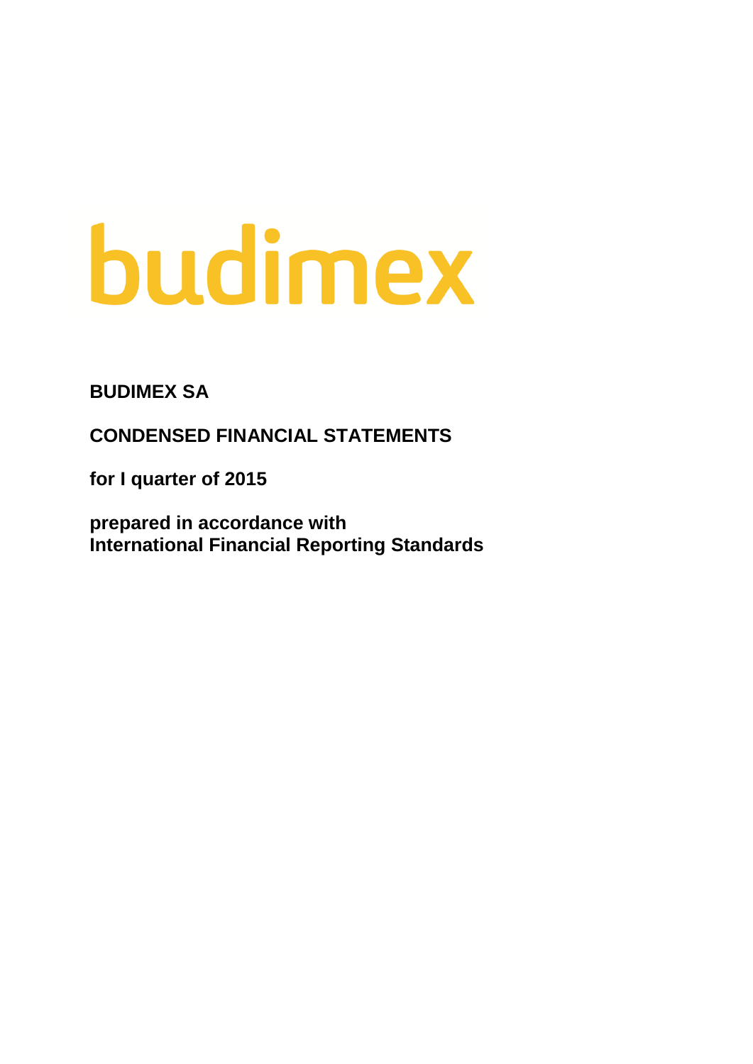budimex

**BUDIMEX SA**

**CONDENSED FINANCIAL STATEMENTS**

**for I quarter of 2015**

**prepared in accordance with**
**International Financial Reporting Standards**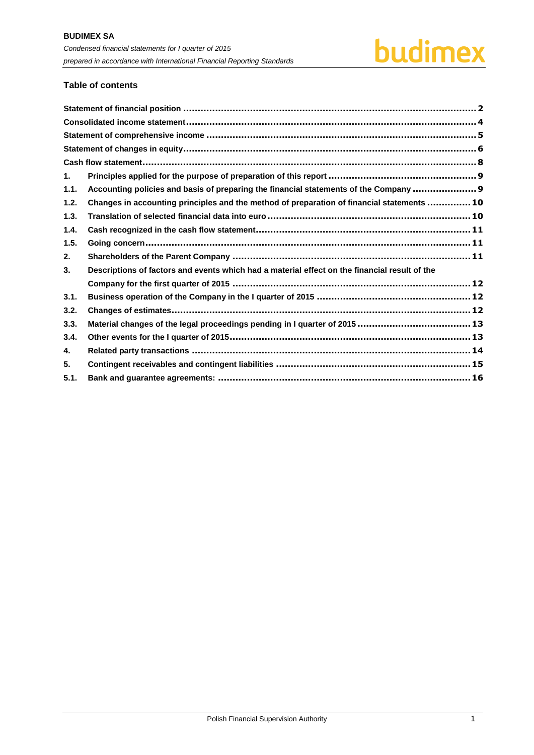## Table of contents

| | | |
|---|---|---|
| Statement of financial position | | 2 |
| Consolidated income statement | | 4 |
| Statement of comprehensive income | | 5 |
| Statement of changes in equity | | 6 |
| Cash flow statement | | 8 |
| 1. | Principles applied for the purpose of preparation of this report | 9 |
| 1.1. | Accounting policies and basis of preparing the financial statements of the Company | 9 |
| 1.2. | Changes in accounting principles and the method of preparation of financial statements | 10 |
| 1.3. | Translation of selected financial data into euro | 10 |
| 1.4. | Cash recognized in the cash flow statement | 11 |
| 1.5. | Going concern | 11 |
| 2. | Shareholders of the Parent Company | 11 |
| 3. | Descriptions of factors and events which had a material effect on the financial result of the Company for the first quarter of 2015 | 12 |
| 3.1. | Business operation of the Company in the I quarter of 2015 | 12 |
| 3.2. | Changes of estimates | 12 |
| 3.3. | Material changes of the legal proceedings pending in I quarter of 2015 | 13 |
| 3.4. | Other events for the I quarter of 2015 | 13 |
| 4. | Related party transactions | 14 |
| 5. | Contingent receivables and contingent liabilities | 15 |
| 5.1. | Bank and guarantee agreements: | 16 |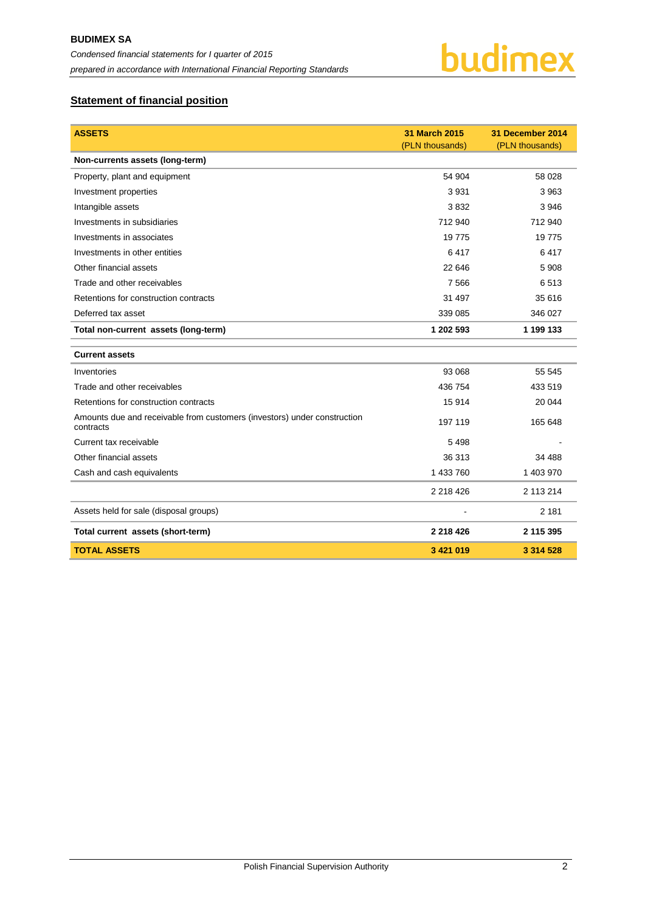## Statement of financial position

| ASSETS | 31 March 2015 (PLN thousands) | 31 December 2014 (PLN thousands) |
|---|---|---|
| **Non-currents assets (long-term)** | | |
| Property, plant and equipment | 54 904 | 58 028 |
| Investment properties | 3 931 | 3 963 |
| Intangible assets | 3 832 | 3 946 |
| Investments in subsidiaries | 712 940 | 712 940 |
| Investments in associates | 19 775 | 19 775 |
| Investments in other entities | 6 417 | 6 417 |
| Other financial assets | 22 646 | 5 908 |
| Trade and other receivables | 7 566 | 6 513 |
| Retentions for construction contracts | 31 497 | 35 616 |
| Deferred tax asset | 339 085 | 346 027 |
| **Total non-current assets (long-term)** | **1 202 593** | **1 199 133** |
| **Current assets** | | |
| Inventories | 93 068 | 55 545 |
| Trade and other receivables | 436 754 | 433 519 |
| Retentions for construction contracts | 15 914 | 20 044 |
| Amounts due and receivable from customers (investors) under construction contracts | 197 119 | 165 648 |
| Current tax receivable | 5 498 | - |
| Other financial assets | 36 313 | 34 488 |
| Cash and cash equivalents | 1 433 760 | 1 403 970 |
| | 2 218 426 | 2 113 214 |
| Assets held for sale (disposal groups) | - | 2 181 |
| **Total current assets (short-term)** | **2 218 426** | **2 115 395** |
| **TOTAL ASSETS** | **3 421 019** | **3 314 528** |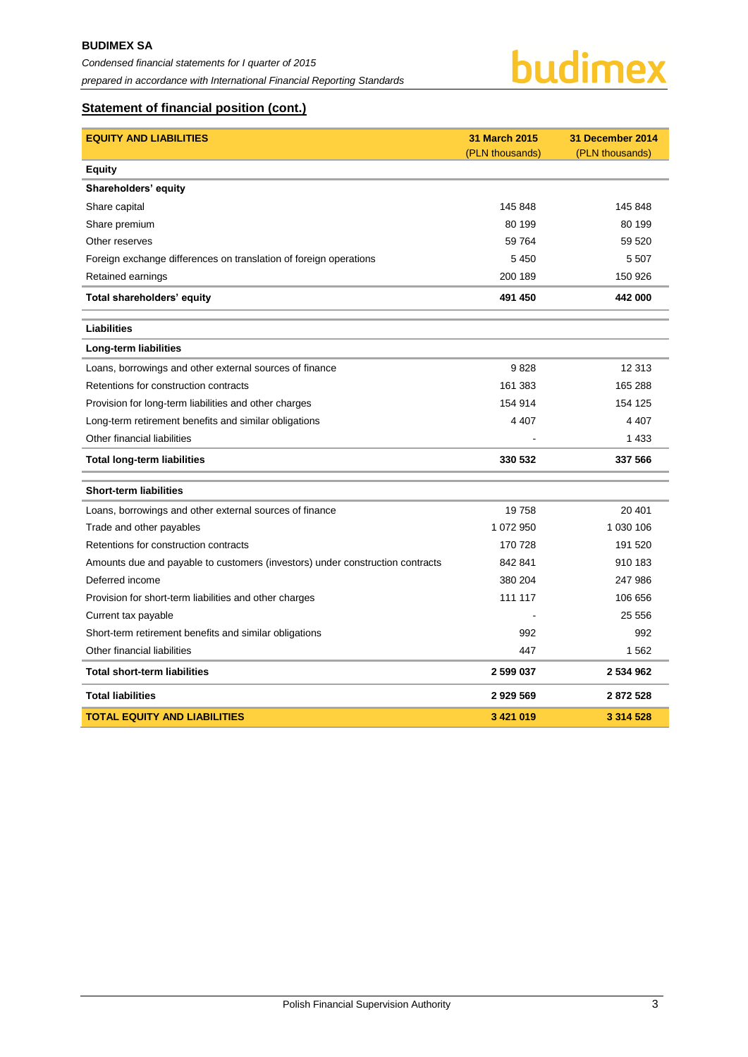## Statement of financial position (cont.)

| EQUITY AND LIABILITIES | 31 March 2015 (PLN thousands) | 31 December 2014 (PLN thousands) |
|---|---|---|
| **Equity** | | |
| **Shareholders' equity** | | |
| Share capital | 145 848 | 145 848 |
| Share premium | 80 199 | 80 199 |
| Other reserves | 59 764 | 59 520 |
| Foreign exchange differences on translation of foreign operations | 5 450 | 5 507 |
| Retained earnings | 200 189 | 150 926 |
| **Total shareholders' equity** | **491 450** | **442 000** |
| **Liabilities** | | |
| **Long-term liabilities** | | |
| Loans, borrowings and other external sources of finance | 9 828 | 12 313 |
| Retentions for construction contracts | 161 383 | 165 288 |
| Provision for long-term liabilities and other charges | 154 914 | 154 125 |
| Long-term retirement benefits and similar obligations | 4 407 | 4 407 |
| Other financial liabilities | - | 1 433 |
| **Total long-term liabilities** | **330 532** | **337 566** |
| **Short-term liabilities** | | |
| Loans, borrowings and other external sources of finance | 19 758 | 20 401 |
| Trade and other payables | 1 072 950 | 1 030 106 |
| Retentions for construction contracts | 170 728 | 191 520 |
| Amounts due and payable to customers (investors) under construction contracts | 842 841 | 910 183 |
| Deferred income | 380 204 | 247 986 |
| Provision for short-term liabilities and other charges | 111 117 | 106 656 |
| Current tax payable | - | 25 556 |
| Short-term retirement benefits and similar obligations | 992 | 992 |
| Other financial liabilities | 447 | 1 562 |
| **Total short-term liabilities** | **2 599 037** | **2 534 962** |
| **Total liabilities** | **2 929 569** | **2 872 528** |
| **TOTAL EQUITY AND LIABILITIES** | **3 421 019** | **3 314 528** |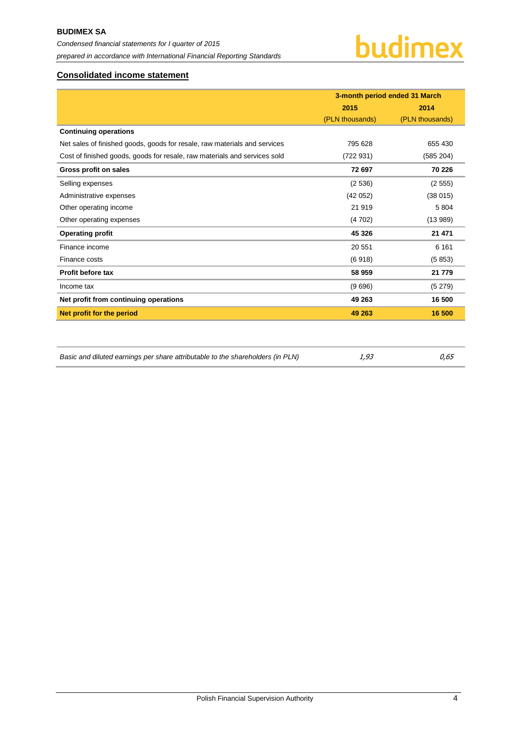## Consolidated income statement

| | 3-month period ended 31 March | |
|---|---|---|
| | 2015 | 2014 |
| | (PLN thousands) | (PLN thousands) |
| **Continuing operations** | | |
| Net sales of finished goods, goods for resale, raw materials and services | 795 628 | 655 430 |
| Cost of finished goods, goods for resale, raw materials and services sold | (722 931) | (585 204) |
| **Gross profit on sales** | **72 697** | **70 226** |
| Selling expenses | (2 536) | (2 555) |
| Administrative expenses | (42 052) | (38 015) |
| Other operating income | 21 919 | 5 804 |
| Other operating expenses | (4 702) | (13 989) |
| **Operating profit** | **45 326** | **21 471** |
| Finance income | 20 551 | 6 161 |
| Finance costs | (6 918) | (5 853) |
| **Profit before tax** | **58 959** | **21 779** |
| Income tax | (9 696) | (5 279) |
| **Net profit from continuing operations** | **49 263** | **16 500** |
| **Net profit for the period** | **49 263** | **16 500** |

| | | |
|---|---|---|
| *Basic and diluted earnings per share attributable to the shareholders (in PLN)* | *1,93* | *0,65* |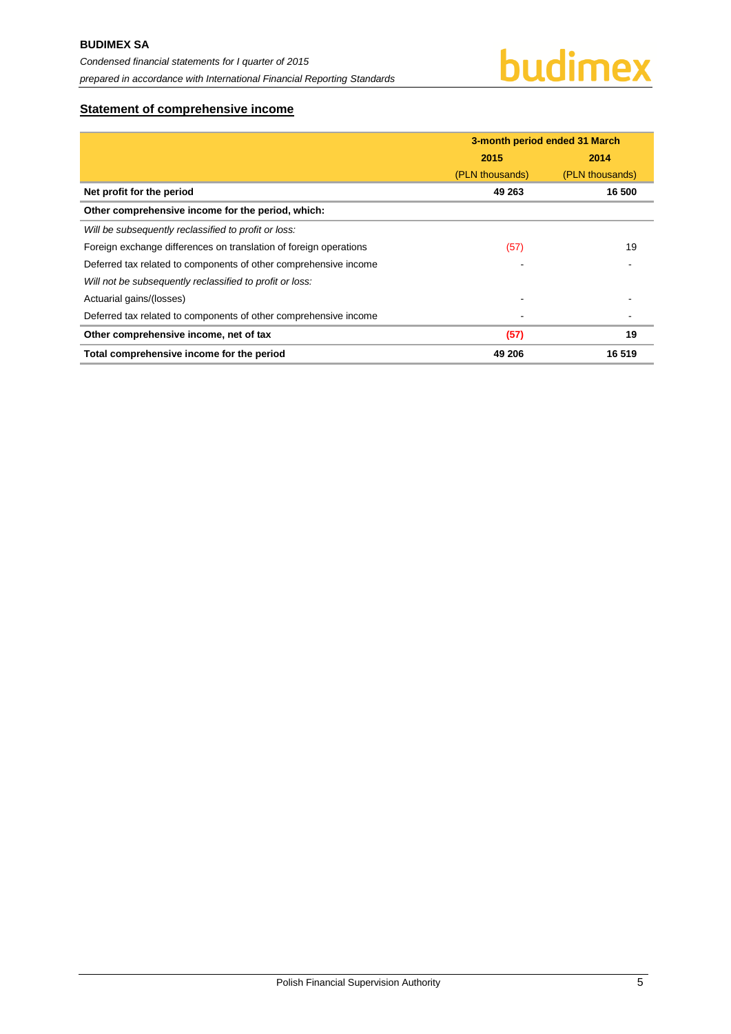## Statement of comprehensive income

| | 3-month period ended 31 March | |
|---|---|---|
| | 2015 | 2014 |
| | (PLN thousands) | (PLN thousands) |
| **Net profit for the period** | **49 263** | **16 500** |
| **Other comprehensive income for the period, which:** | | |
| *Will be subsequently reclassified to profit or loss:* | | |
| Foreign exchange differences on translation of foreign operations | (57) | 19 |
| Deferred tax related to components of other comprehensive income | - | - |
| *Will not be subsequently reclassified to profit or loss:* | | |
| Actuarial gains/(losses) | - | - |
| Deferred tax related to components of other comprehensive income | - | - |
| **Other comprehensive income, net of tax** | **(57)** | **19** |
| **Total comprehensive income for the period** | **49 206** | **16 519** |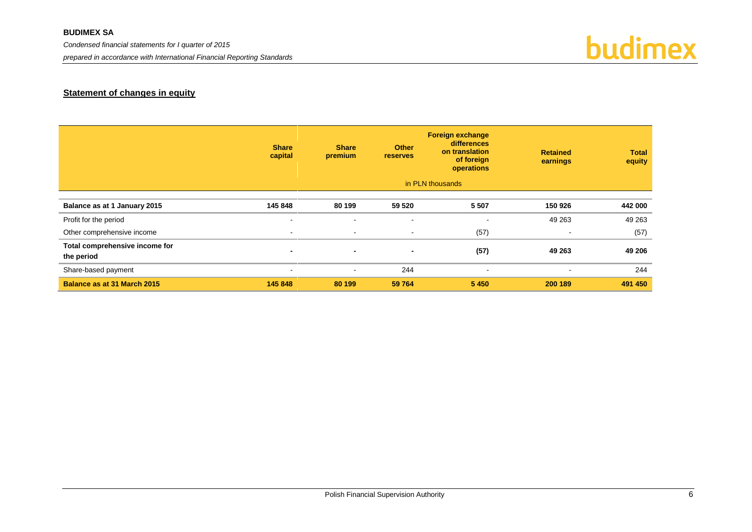## Statement of changes in equity

| | Share capital | Share premium | Other reserves | Foreign exchange differences on translation of foreign operations | Retained earnings | Total equity |
|---|---|---|---|---|---|---|
| | | in PLN thousands | | | | |
| **Balance as at 1 January 2015** | **145 848** | **80 199** | **59 520** | **5 507** | **150 926** | **442 000** |
| Profit for the period | - | - | - | - | 49 263 | 49 263 |
| Other comprehensive income | - | - | - | (57) | - | (57) |
| **Total comprehensive income for the period** | **-** | **-** | **-** | **(57)** | **49 263** | **49 206** |
| Share-based payment | - | - | 244 | - | - | 244 |
| **Balance as at 31 March 2015** | **145 848** | **80 199** | **59 764** | **5 450** | **200 189** | **491 450** |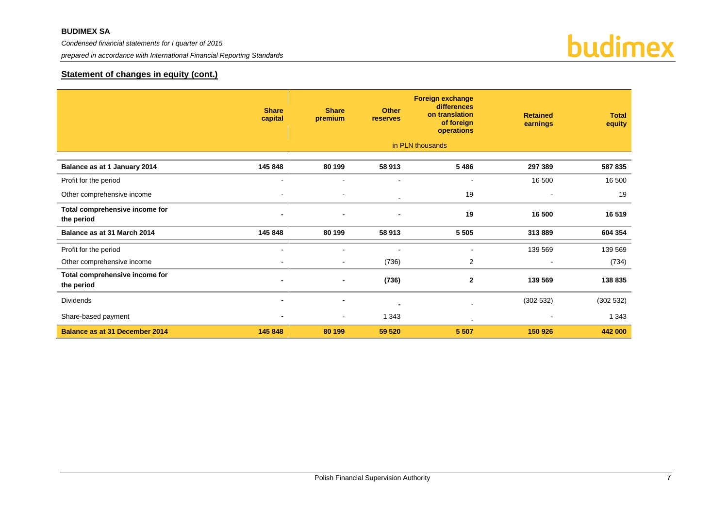## Statement of changes in equity (cont.)

| | Share capital | Share premium | Other reserves | Foreign exchange differences on translation of foreign operations | Retained earnings | Total equity |
|---|---|---|---|---|---|---|
| | | in PLN thousands | | | | |
| **Balance as at 1 January 2014** | **145 848** | **80 199** | **58 913** | **5 486** | **297 389** | **587 835** |
| Profit for the period | - | - | - | - | 16 500 | 16 500 |
| Other comprehensive income | - | - | - | 19 | - | 19 |
| **Total comprehensive income for the period** | **-** | **-** | **-** | **19** | **16 500** | **16 519** |
| **Balance as at 31 March 2014** | **145 848** | **80 199** | **58 913** | **5 505** | **313 889** | **604 354** |
| Profit for the period | - | - | - | - | 139 569 | 139 569 |
| Other comprehensive income | - | - | (736) | 2 | - | (734) |
| **Total comprehensive income for the period** | **-** | **-** | **(736)** | **2** | **139 569** | **138 835** |
| Dividends | - | - | - | - | (302 532) | (302 532) |
| Share-based payment | - | - | 1 343 | - | - | 1 343 |
| **Balance as at 31 December 2014** | **145 848** | **80 199** | **59 520** | **5 507** | **150 926** | **442 000** |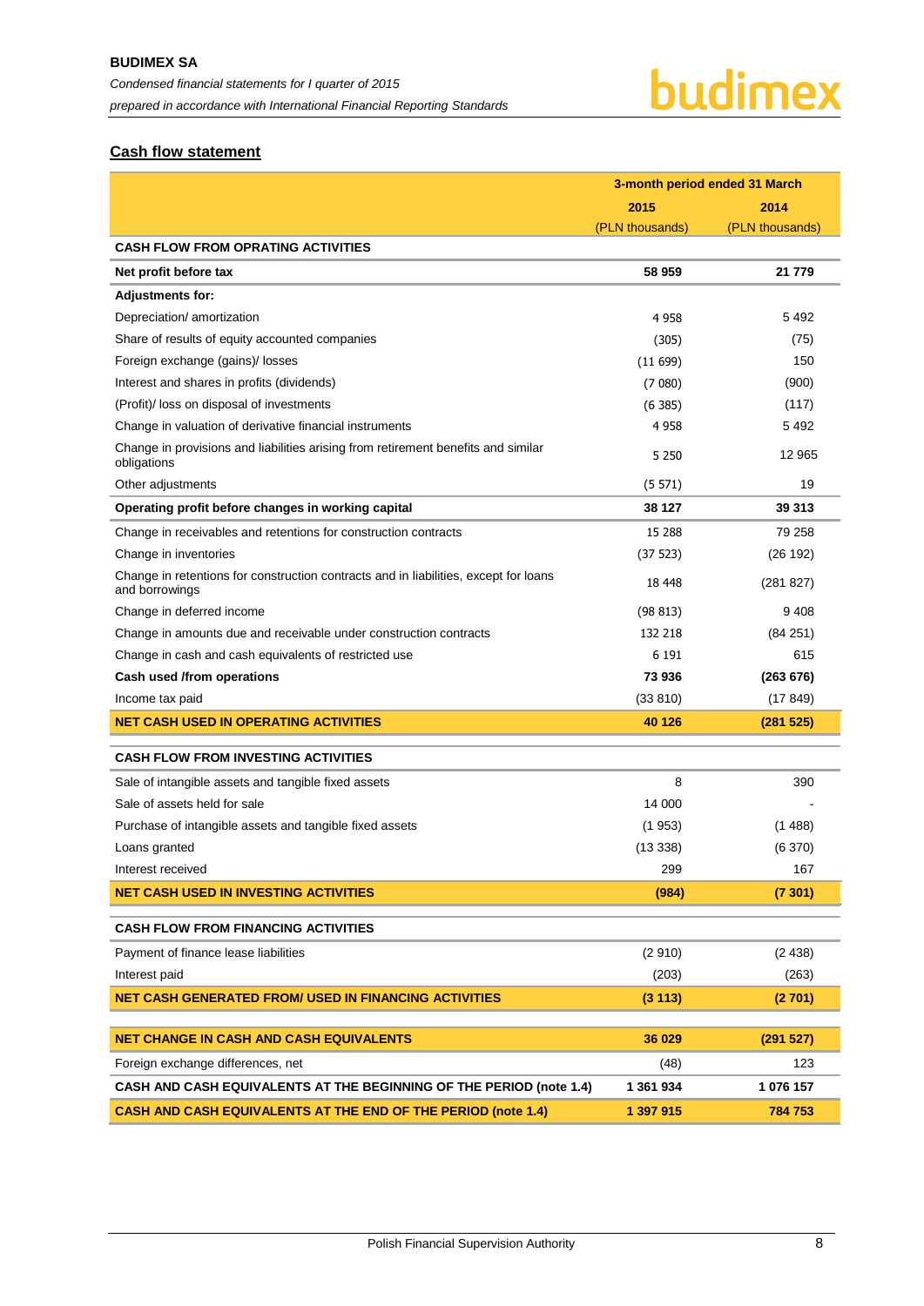## Cash flow statement

| | 3-month period ended 31 March | |
|---|---|---|
| | 2015 | 2014 |
| | (PLN thousands) | (PLN thousands) |
| **CASH FLOW FROM OPRATING ACTIVITIES** | | |
| **Net profit before tax** | **58 959** | **21 779** |
| **Adjustments for:** | | |
| Depreciation/ amortization | 4 958 | 5 492 |
| Share of results of equity accounted companies | (305) | (75) |
| Foreign exchange (gains)/ losses | (11 699) | 150 |
| Interest and shares in profits (dividends) | (7 080) | (900) |
| (Profit)/ loss on disposal of investments | (6 385) | (117) |
| Change in valuation of derivative financial instruments | 4 958 | 5 492 |
| Change in provisions and liabilities arising from retirement benefits and similar obligations | 5 250 | 12 965 |
| Other adjustments | (5 571) | 19 |
| **Operating profit before changes in working capital** | **38 127** | **39 313** |
| Change in receivables and retentions for construction contracts | 15 288 | 79 258 |
| Change in inventories | (37 523) | (26 192) |
| Change in retentions for construction contracts and in liabilities, except for loans and borrowings | 18 448 | (281 827) |
| Change in deferred income | (98 813) | 9 408 |
| Change in amounts due and receivable under construction contracts | 132 218 | (84 251) |
| Change in cash and cash equivalents of restricted use | 6 191 | 615 |
| **Cash used /from operations** | **73 936** | **(263 676)** |
| Income tax paid | (33 810) | (17 849) |
| **NET CASH USED IN OPERATING ACTIVITIES** | **40 126** | **(281 525)** |
| **CASH FLOW FROM INVESTING ACTIVITIES** | | |
| Sale of intangible assets and tangible fixed assets | 8 | 390 |
| Sale of assets held for sale | 14 000 | - |
| Purchase of intangible assets and tangible fixed assets | (1 953) | (1 488) |
| Loans granted | (13 338) | (6 370) |
| Interest received | 299 | 167 |
| **NET CASH USED IN INVESTING ACTIVITIES** | **(984)** | **(7 301)** |
| **CASH FLOW FROM FINANCING ACTIVITIES** | | |
| Payment of finance lease liabilities | (2 910) | (2 438) |
| Interest paid | (203) | (263) |
| **NET CASH GENERATED FROM/ USED IN FINANCING ACTIVITIES** | **(3 113)** | **(2 701)** |
| **NET CHANGE IN CASH AND CASH EQUIVALENTS** | **36 029** | **(291 527)** |
| Foreign exchange differences, net | (48) | 123 |
| **CASH AND CASH EQUIVALENTS AT THE BEGINNING OF THE PERIOD (note 1.4)** | **1 361 934** | **1 076 157** |
| **CASH AND CASH EQUIVALENTS AT THE END OF THE PERIOD (note 1.4)** | **1 397 915** | **784 753** |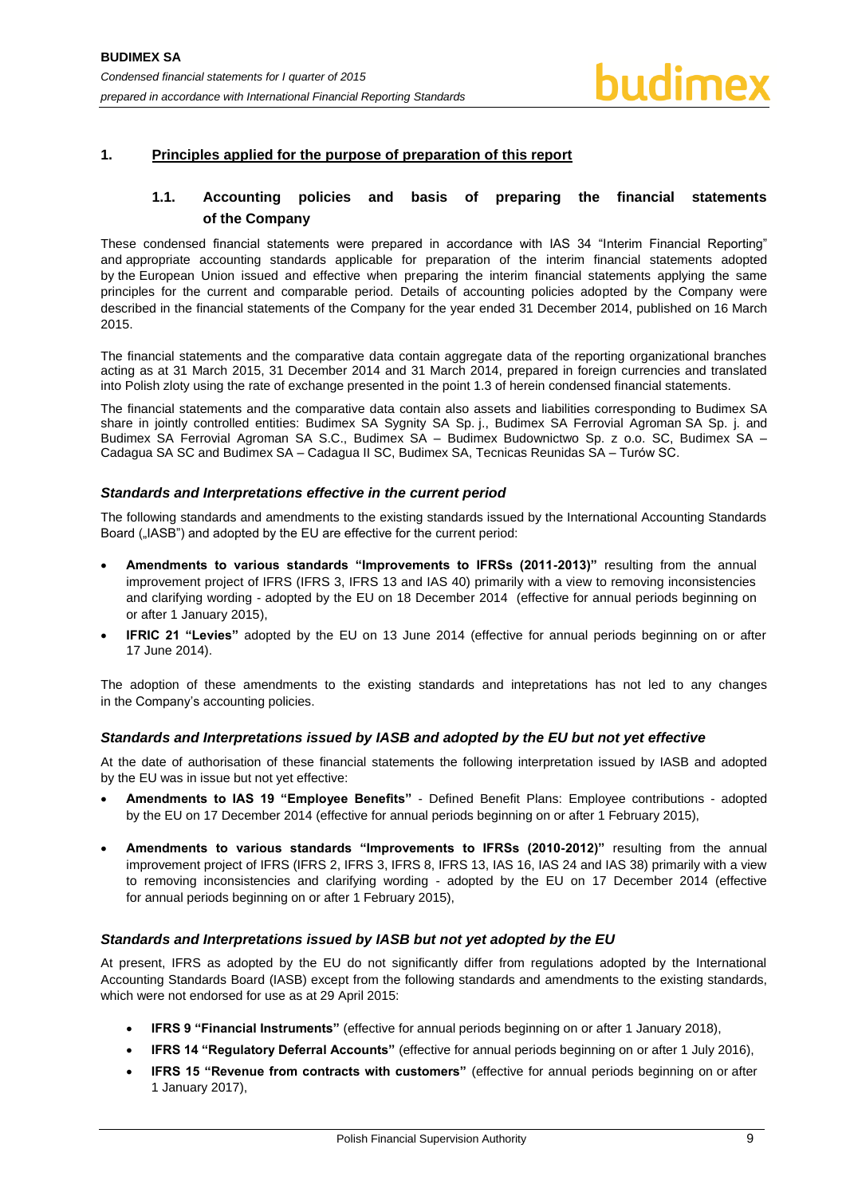## 1. Principles applied for the purpose of preparation of this report

### 1.1. Accounting policies and basis of preparing the financial statements of the Company

These condensed financial statements were prepared in accordance with IAS 34 "Interim Financial Reporting" and appropriate accounting standards applicable for preparation of the interim financial statements adopted by the European Union issued and effective when preparing the interim financial statements applying the same principles for the current and comparable period. Details of accounting policies adopted by the Company were described in the financial statements of the Company for the year ended 31 December 2014, published on 16 March 2015.

The financial statements and the comparative data contain aggregate data of the reporting organizational branches acting as at 31 March 2015, 31 December 2014 and 31 March 2014, prepared in foreign currencies and translated into Polish zloty using the rate of exchange presented in the point 1.3 of herein condensed financial statements.

The financial statements and the comparative data contain also assets and liabilities corresponding to Budimex SA share in jointly controlled entities: Budimex SA Sygnity SA Sp. j., Budimex SA Ferrovial Agroman SA Sp. j. and Budimex SA Ferrovial Agroman SA S.C., Budimex SA – Budimex Budownictwo Sp. z o.o. SC, Budimex SA – Cadagua SA SC and Budimex SA – Cadagua II SC, Budimex SA, Tecnicas Reunidas SA – Turów SC.

#### *Standards and Interpretations effective in the current period*

The following standards and amendments to the existing standards issued by the International Accounting Standards Board („IASB") and adopted by the EU are effective for the current period:

- **Amendments to various standards "Improvements to IFRSs (2011-2013)"** resulting from the annual improvement project of IFRS (IFRS 3, IFRS 13 and IAS 40) primarily with a view to removing inconsistencies and clarifying wording - adopted by the EU on 18 December 2014 (effective for annual periods beginning on or after 1 January 2015),
- **IFRIC 21 "Levies"** adopted by the EU on 13 June 2014 (effective for annual periods beginning on or after 17 June 2014).

The adoption of these amendments to the existing standards and intepretations has not led to any changes in the Company's accounting policies.

#### *Standards and Interpretations issued by IASB and adopted by the EU but not yet effective*

At the date of authorisation of these financial statements the following interpretation issued by IASB and adopted by the EU was in issue but not yet effective:

- **Amendments to IAS 19 "Employee Benefits"** - Defined Benefit Plans: Employee contributions - adopted by the EU on 17 December 2014 (effective for annual periods beginning on or after 1 February 2015),
- **Amendments to various standards "Improvements to IFRSs (2010-2012)"** resulting from the annual improvement project of IFRS (IFRS 2, IFRS 3, IFRS 8, IFRS 13, IAS 16, IAS 24 and IAS 38) primarily with a view to removing inconsistencies and clarifying wording - adopted by the EU on 17 December 2014 (effective for annual periods beginning on or after 1 February 2015),

#### *Standards and Interpretations issued by IASB but not yet adopted by the EU*

At present, IFRS as adopted by the EU do not significantly differ from regulations adopted by the International Accounting Standards Board (IASB) except from the following standards and amendments to the existing standards, which were not endorsed for use as at 29 April 2015:

- **IFRS 9 "Financial Instruments"** (effective for annual periods beginning on or after 1 January 2018),
- **IFRS 14 "Regulatory Deferral Accounts"** (effective for annual periods beginning on or after 1 July 2016),
- **IFRS 15 "Revenue from contracts with customers"** (effective for annual periods beginning on or after 1 January 2017),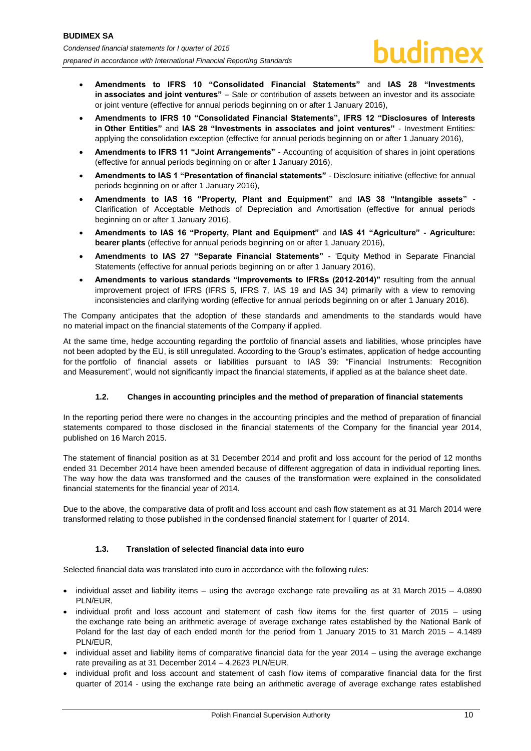- **Amendments to IFRS 10 "Consolidated Financial Statements"** and **IAS 28 "Investments in associates and joint ventures"** – Sale or contribution of assets between an investor and its associate or joint venture (effective for annual periods beginning on or after 1 January 2016),
- **Amendments to IFRS 10 "Consolidated Financial Statements", IFRS 12 "Disclosures of Interests in Other Entities"** and **IAS 28 "Investments in associates and joint ventures"** - Investment Entities: applying the consolidation exception (effective for annual periods beginning on or after 1 January 2016),
- **Amendments to IFRS 11 "Joint Arrangements"** - Accounting of acquisition of shares in joint operations (effective for annual periods beginning on or after 1 January 2016),
- **Amendments to IAS 1 "Presentation of financial statements"** - Disclosure initiative (effective for annual periods beginning on or after 1 January 2016),
- **Amendments to IAS 16 "Property, Plant and Equipment"** and **IAS 38 "Intangible assets"** - Clarification of Acceptable Methods of Depreciation and Amortisation (effective for annual periods beginning on or after 1 January 2016),
- **Amendments to IAS 16 "Property, Plant and Equipment"** and **IAS 41 "Agriculture" - Agriculture: bearer plants** (effective for annual periods beginning on or after 1 January 2016),
- **Amendments to IAS 27 "Separate Financial Statements"** - 'Equity Method in Separate Financial Statements (effective for annual periods beginning on or after 1 January 2016),
- **Amendments to various standards "Improvements to IFRSs (2012-2014)"** resulting from the annual improvement project of IFRS (IFRS 5, IFRS 7, IAS 19 and IAS 34) primarily with a view to removing inconsistencies and clarifying wording (effective for annual periods beginning on or after 1 January 2016).

The Company anticipates that the adoption of these standards and amendments to the standards would have no material impact on the financial statements of the Company if applied.

At the same time, hedge accounting regarding the portfolio of financial assets and liabilities, whose principles have not been adopted by the EU, is still unregulated. According to the Group's estimates, application of hedge accounting for the portfolio of financial assets or liabilities pursuant to IAS 39: "Financial Instruments: Recognition and Measurement", would not significantly impact the financial statements, if applied as at the balance sheet date.

### 1.2. Changes in accounting principles and the method of preparation of financial statements

In the reporting period there were no changes in the accounting principles and the method of preparation of financial statements compared to those disclosed in the financial statements of the Company for the financial year 2014, published on 16 March 2015.

The statement of financial position as at 31 December 2014 and profit and loss account for the period of 12 months ended 31 December 2014 have been amended because of different aggregation of data in individual reporting lines. The way how the data was transformed and the causes of the transformation were explained in the consolidated financial statements for the financial year of 2014.

Due to the above, the comparative data of profit and loss account and cash flow statement as at 31 March 2014 were transformed relating to those published in the condensed financial statement for I quarter of 2014.

### 1.3. Translation of selected financial data into euro

Selected financial data was translated into euro in accordance with the following rules:

- individual asset and liability items – using the average exchange rate prevailing as at 31 March 2015 – 4.0890 PLN/EUR,
- individual profit and loss account and statement of cash flow items for the first quarter of 2015 – using the exchange rate being an arithmetic average of average exchange rates established by the National Bank of Poland for the last day of each ended month for the period from 1 January 2015 to 31 March 2015 – 4.1489 PLN/EUR,
- individual asset and liability items of comparative financial data for the year 2014 – using the average exchange rate prevailing as at 31 December 2014 – 4.2623 PLN/EUR,
- individual profit and loss account and statement of cash flow items of comparative financial data for the first quarter of 2014 - using the exchange rate being an arithmetic average of average exchange rates established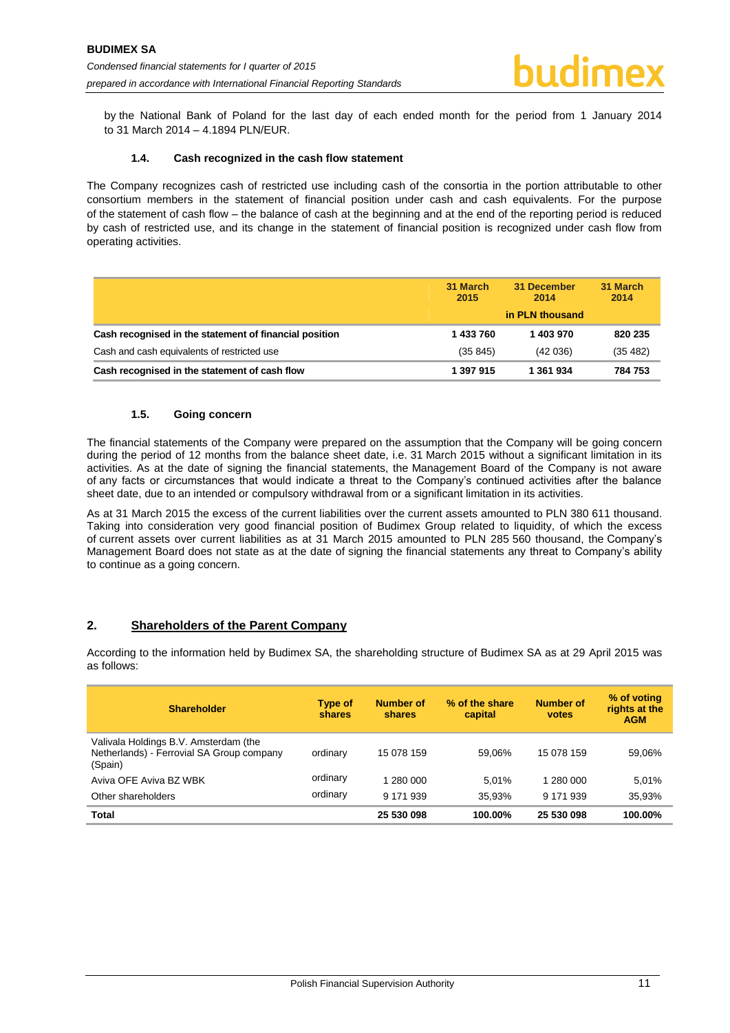by the National Bank of Poland for the last day of each ended month for the period from 1 January 2014 to 31 March 2014 – 4.1894 PLN/EUR.

### 1.4. Cash recognized in the cash flow statement

The Company recognizes cash of restricted use including cash of the consortia in the portion attributable to other consortium members in the statement of financial position under cash and cash equivalents. For the purpose of the statement of cash flow – the balance of cash at the beginning and at the end of the reporting period is reduced by cash of restricted use, and its change in the statement of financial position is recognized under cash flow from operating activities.

| | 31 March 2015 | 31 December 2014 | 31 March 2014 |
|---|---|---|---|
| | | in PLN thousand | |
| **Cash recognised in the statement of financial position** | **1 433 760** | **1 403 970** | **820 235** |
| Cash and cash equivalents of restricted use | (35 845) | (42 036) | (35 482) |
| **Cash recognised in the statement of cash flow** | **1 397 915** | **1 361 934** | **784 753** |

### 1.5. Going concern

The financial statements of the Company were prepared on the assumption that the Company will be going concern during the period of 12 months from the balance sheet date, i.e. 31 March 2015 without a significant limitation in its activities. As at the date of signing the financial statements, the Management Board of the Company is not aware of any facts or circumstances that would indicate a threat to the Company's continued activities after the balance sheet date, due to an intended or compulsory withdrawal from or a significant limitation in its activities.

As at 31 March 2015 the excess of the current liabilities over the current assets amounted to PLN 380 611 thousand. Taking into consideration very good financial position of Budimex Group related to liquidity, of which the excess of current assets over current liabilities as at 31 March 2015 amounted to PLN 285 560 thousand, the Company's Management Board does not state as at the date of signing the financial statements any threat to Company's ability to continue as a going concern.

## 2. Shareholders of the Parent Company

According to the information held by Budimex SA, the shareholding structure of Budimex SA as at 29 April 2015 was as follows:

| Shareholder | Type of shares | Number of shares | % of the share capital | Number of votes | % of voting rights at the AGM |
|---|---|---|---|---|---|
| Valivala Holdings B.V. Amsterdam (the Netherlands) - Ferrovial SA Group company (Spain) | ordinary | 15 078 159 | 59,06% | 15 078 159 | 59,06% |
| Aviva OFE Aviva BZ WBK | ordinary | 1 280 000 | 5,01% | 1 280 000 | 5,01% |
| Other shareholders | ordinary | 9 171 939 | 35,93% | 9 171 939 | 35,93% |
| **Total** | | **25 530 098** | **100.00%** | **25 530 098** | **100.00%** |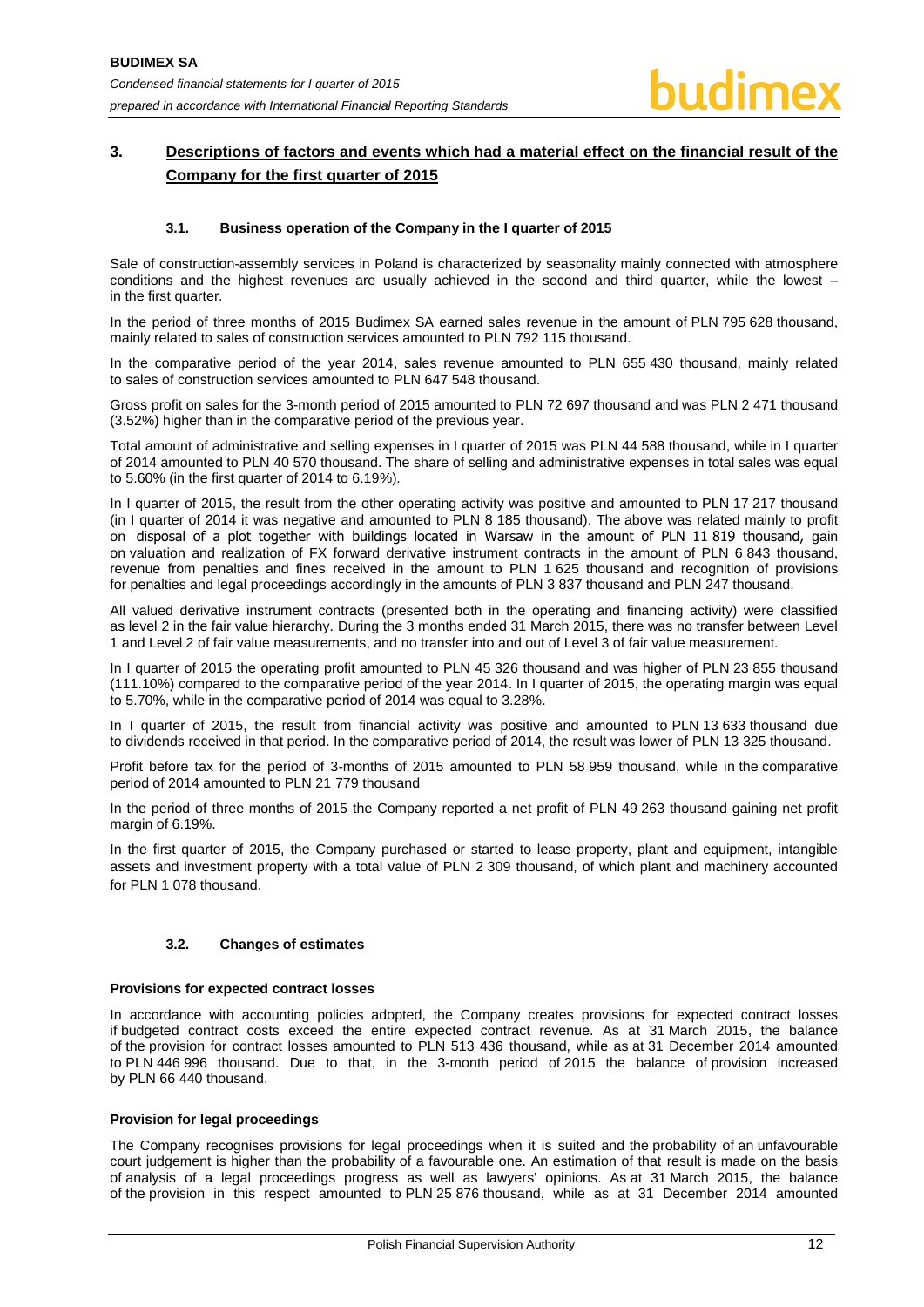## 3. Descriptions of factors and events which had a material effect on the financial result of the Company for the first quarter of 2015

### 3.1. Business operation of the Company in the I quarter of 2015

Sale of construction-assembly services in Poland is characterized by seasonality mainly connected with atmosphere conditions and the highest revenues are usually achieved in the second and third quarter, while the lowest – in the first quarter.

In the period of three months of 2015 Budimex SA earned sales revenue in the amount of PLN 795 628 thousand, mainly related to sales of construction services amounted to PLN 792 115 thousand.

In the comparative period of the year 2014, sales revenue amounted to PLN 655 430 thousand, mainly related to sales of construction services amounted to PLN 647 548 thousand.

Gross profit on sales for the 3-month period of 2015 amounted to PLN 72 697 thousand and was PLN 2 471 thousand (3.52%) higher than in the comparative period of the previous year.

Total amount of administrative and selling expenses in I quarter of 2015 was PLN 44 588 thousand, while in I quarter of 2014 amounted to PLN 40 570 thousand. The share of selling and administrative expenses in total sales was equal to 5.60% (in the first quarter of 2014 to 6.19%).

In I quarter of 2015, the result from the other operating activity was positive and amounted to PLN 17 217 thousand (in I quarter of 2014 it was negative and amounted to PLN 8 185 thousand). The above was related mainly to profit on disposal of a plot together with buildings located in Warsaw in the amount of PLN 11 819 thousand, gain on valuation and realization of FX forward derivative instrument contracts in the amount of PLN 6 843 thousand, revenue from penalties and fines received in the amount to PLN 1 625 thousand and recognition of provisions for penalties and legal proceedings accordingly in the amounts of PLN 3 837 thousand and PLN 247 thousand.

All valued derivative instrument contracts (presented both in the operating and financing activity) were classified as level 2 in the fair value hierarchy. During the 3 months ended 31 March 2015, there was no transfer between Level 1 and Level 2 of fair value measurements, and no transfer into and out of Level 3 of fair value measurement.

In I quarter of 2015 the operating profit amounted to PLN 45 326 thousand and was higher of PLN 23 855 thousand (111.10%) compared to the comparative period of the year 2014. In I quarter of 2015, the operating margin was equal to 5.70%, while in the comparative period of 2014 was equal to 3.28%.

In I quarter of 2015, the result from financial activity was positive and amounted to PLN 13 633 thousand due to dividends received in that period. In the comparative period of 2014, the result was lower of PLN 13 325 thousand.

Profit before tax for the period of 3-months of 2015 amounted to PLN 58 959 thousand, while in the comparative period of 2014 amounted to PLN 21 779 thousand

In the period of three months of 2015 the Company reported a net profit of PLN 49 263 thousand gaining net profit margin of 6.19%.

In the first quarter of 2015, the Company purchased or started to lease property, plant and equipment, intangible assets and investment property with a total value of PLN 2 309 thousand, of which plant and machinery accounted for PLN 1 078 thousand.

### 3.2. Changes of estimates

**Provisions for expected contract losses**

In accordance with accounting policies adopted, the Company creates provisions for expected contract losses if budgeted contract costs exceed the entire expected contract revenue. As at 31 March 2015, the balance of the provision for contract losses amounted to PLN 513 436 thousand, while as at 31 December 2014 amounted to PLN 446 996 thousand. Due to that, in the 3-month period of 2015 the balance of provision increased by PLN 66 440 thousand.

**Provision for legal proceedings**

The Company recognises provisions for legal proceedings when it is suited and the probability of an unfavourable court judgement is higher than the probability of a favourable one. An estimation of that result is made on the basis of analysis of a legal proceedings progress as well as lawyers' opinions. As at 31 March 2015, the balance of the provision in this respect amounted to PLN 25 876 thousand, while as at 31 December 2014 amounted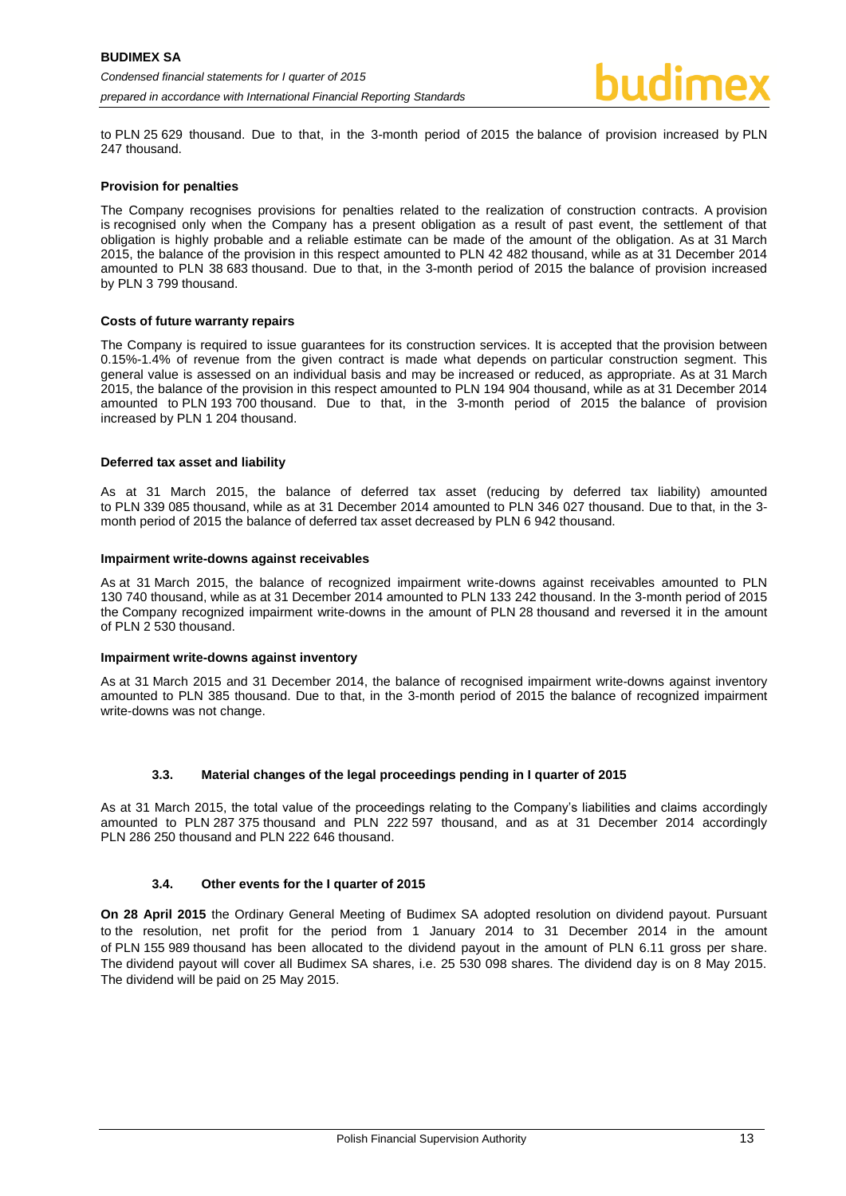to PLN 25 629 thousand. Due to that, in the 3-month period of 2015 the balance of provision increased by PLN 247 thousand.

**Provision for penalties**

The Company recognises provisions for penalties related to the realization of construction contracts. A provision is recognised only when the Company has a present obligation as a result of past event, the settlement of that obligation is highly probable and a reliable estimate can be made of the amount of the obligation. As at 31 March 2015, the balance of the provision in this respect amounted to PLN 42 482 thousand, while as at 31 December 2014 amounted to PLN 38 683 thousand. Due to that, in the 3-month period of 2015 the balance of provision increased by PLN 3 799 thousand.

**Costs of future warranty repairs**

The Company is required to issue guarantees for its construction services. It is accepted that the provision between 0.15%-1.4% of revenue from the given contract is made what depends on particular construction segment. This general value is assessed on an individual basis and may be increased or reduced, as appropriate. As at 31 March 2015, the balance of the provision in this respect amounted to PLN 194 904 thousand, while as at 31 December 2014 amounted to PLN 193 700 thousand. Due to that, in the 3-month period of 2015 the balance of provision increased by PLN 1 204 thousand.

**Deferred tax asset and liability**

As at 31 March 2015, the balance of deferred tax asset (reducing by deferred tax liability) amounted to PLN 339 085 thousand, while as at 31 December 2014 amounted to PLN 346 027 thousand. Due to that, in the 3-month period of 2015 the balance of deferred tax asset decreased by PLN 6 942 thousand.

**Impairment write-downs against receivables**

As at 31 March 2015, the balance of recognized impairment write-downs against receivables amounted to PLN 130 740 thousand, while as at 31 December 2014 amounted to PLN 133 242 thousand. In the 3-month period of 2015 the Company recognized impairment write-downs in the amount of PLN 28 thousand and reversed it in the amount of PLN 2 530 thousand.

**Impairment write-downs against inventory**

As at 31 March 2015 and 31 December 2014, the balance of recognised impairment write-downs against inventory amounted to PLN 385 thousand. Due to that, in the 3-month period of 2015 the balance of recognized impairment write-downs was not change.

### 3.3. Material changes of the legal proceedings pending in I quarter of 2015

As at 31 March 2015, the total value of the proceedings relating to the Company's liabilities and claims accordingly amounted to PLN 287 375 thousand and PLN 222 597 thousand, and as at 31 December 2014 accordingly PLN 286 250 thousand and PLN 222 646 thousand.

### 3.4. Other events for the I quarter of 2015

**On 28 April 2015** the Ordinary General Meeting of Budimex SA adopted resolution on dividend payout. Pursuant to the resolution, net profit for the period from 1 January 2014 to 31 December 2014 in the amount of PLN 155 989 thousand has been allocated to the dividend payout in the amount of PLN 6.11 gross per share. The dividend payout will cover all Budimex SA shares, i.e. 25 530 098 shares. The dividend day is on 8 May 2015. The dividend will be paid on 25 May 2015.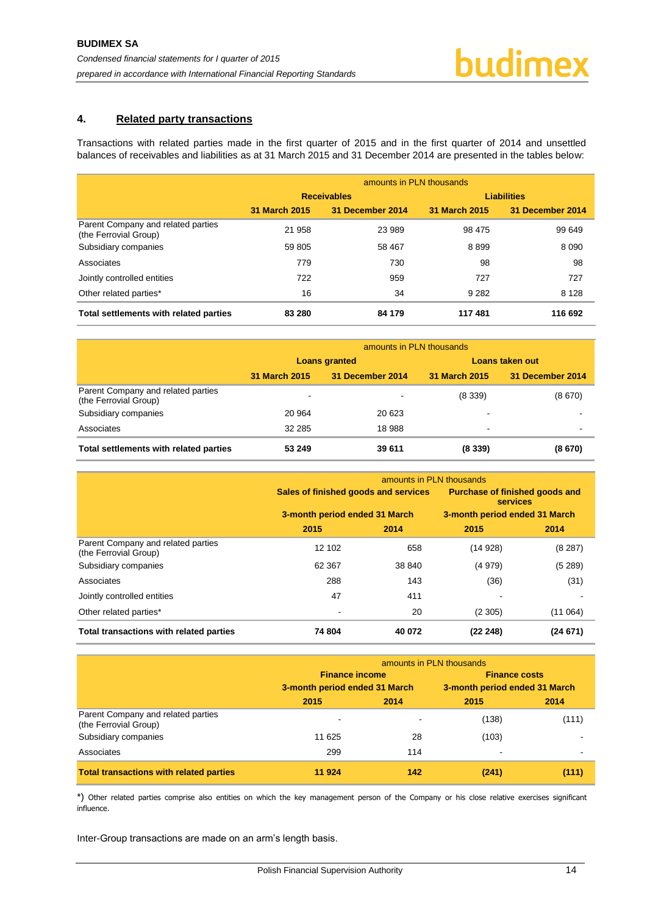## 4. Related party transactions

Transactions with related parties made in the first quarter of 2015 and in the first quarter of 2014 and unsettled balances of receivables and liabilities as at 31 March 2015 and 31 December 2014 are presented in the tables below:

| | amounts in PLN thousands | | | |
|---|---|---|---|---|
| | Receivables | | Liabilities | |
| | 31 March 2015 | 31 December 2014 | 31 March 2015 | 31 December 2014 |
| Parent Company and related parties (the Ferrovial Group) | 21 958 | 23 989 | 98 475 | 99 649 |
| Subsidiary companies | 59 805 | 58 467 | 8 899 | 8 090 |
| Associates | 779 | 730 | 98 | 98 |
| Jointly controlled entities | 722 | 959 | 727 | 727 |
| Other related parties* | 16 | 34 | 9 282 | 8 128 |
| **Total settlements with related parties** | **83 280** | **84 179** | **117 481** | **116 692** |

| | amounts in PLN thousands | | | |
|---|---|---|---|---|
| | Loans granted | | Loans taken out | |
| | 31 March 2015 | 31 December 2014 | 31 March 2015 | 31 December 2014 |
| Parent Company and related parties (the Ferrovial Group) | - | - | (8 339) | (8 670) |
| Subsidiary companies | 20 964 | 20 623 | - | - |
| Associates | 32 285 | 18 988 | - | - |
| **Total settlements with related parties** | **53 249** | **39 611** | **(8 339)** | **(8 670)** |

| | amounts in PLN thousands | | | |
|---|---|---|---|---|
| | Sales of finished goods and services | | Purchase of finished goods and services | |
| | 3-month period ended 31 March | | 3-month period ended 31 March | |
| | 2015 | 2014 | 2015 | 2014 |
| Parent Company and related parties (the Ferrovial Group) | 12 102 | 658 | (14 928) | (8 287) |
| Subsidiary companies | 62 367 | 38 840 | (4 979) | (5 289) |
| Associates | 288 | 143 | (36) | (31) |
| Jointly controlled entities | 47 | 411 | - | - |
| Other related parties* | - | 20 | (2 305) | (11 064) |
| **Total transactions with related parties** | **74 804** | **40 072** | **(22 248)** | **(24 671)** |

| | amounts in PLN thousands | | | |
|---|---|---|---|---|
| | Finance income | | Finance costs | |
| | 3-month period ended 31 March | | 3-month period ended 31 March | |
| | 2015 | 2014 | 2015 | 2014 |
| Parent Company and related parties (the Ferrovial Group) | - | - | (138) | (111) |
| Subsidiary companies | 11 625 | 28 | (103) | - |
| Associates | 299 | 114 | - | - |
| **Total transactions with related parties** | **11 924** | **142** | **(241)** | **(111)** |

*) Other related parties comprise also entities on which the key management person of the Company or his close relative exercises significant influence.

Inter-Group transactions are made on an arm's length basis.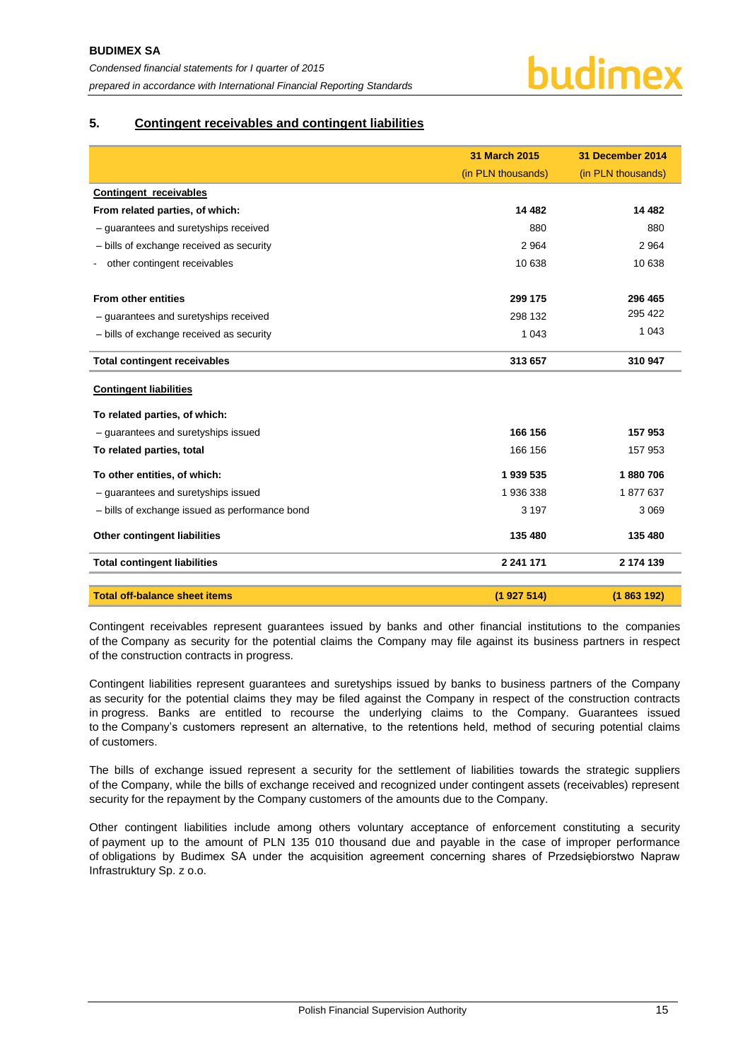## 5. Contingent receivables and contingent liabilities

| | 31 March 2015 (in PLN thousands) | 31 December 2014 (in PLN thousands) |
|---|---|---|
| **Contingent receivables** | | |
| **From related parties, of which:** | **14 482** | **14 482** |
| – guarantees and suretyships received | 880 | 880 |
| – bills of exchange received as security | 2 964 | 2 964 |
| - other contingent receivables | 10 638 | 10 638 |
| | | |
| **From other entities** | **299 175** | **296 465** |
| – guarantees and suretyships received | 298 132 | 295 422 |
| – bills of exchange received as security | 1 043 | 1 043 |
| **Total contingent receivables** | **313 657** | **310 947** |
| **Contingent liabilities** | | |
| **To related parties, of which:** | | |
| – guarantees and suretyships issued | **166 156** | **157 953** |
| **To related parties, total** | 166 156 | 157 953 |
| **To other entities, of which:** | **1 939 535** | **1 880 706** |
| – guarantees and suretyships issued | 1 936 338 | 1 877 637 |
| – bills of exchange issued as performance bond | 3 197 | 3 069 |
| **Other contingent liabilities** | **135 480** | **135 480** |
| **Total contingent liabilities** | **2 241 171** | **2 174 139** |
| | | |
| **Total off-balance sheet items** | **(1 927 514)** | **(1 863 192)** |

Contingent receivables represent guarantees issued by banks and other financial institutions to the companies of the Company as security for the potential claims the Company may file against its business partners in respect of the construction contracts in progress.

Contingent liabilities represent guarantees and suretyships issued by banks to business partners of the Company as security for the potential claims they may be filed against the Company in respect of the construction contracts in progress. Banks are entitled to recourse the underlying claims to the Company. Guarantees issued to the Company's customers represent an alternative, to the retentions held, method of securing potential claims of customers.

The bills of exchange issued represent a security for the settlement of liabilities towards the strategic suppliers of the Company, while the bills of exchange received and recognized under contingent assets (receivables) represent security for the repayment by the Company customers of the amounts due to the Company.

Other contingent liabilities include among others voluntary acceptance of enforcement constituting a security of payment up to the amount of PLN 135 010 thousand due and payable in the case of improper performance of obligations by Budimex SA under the acquisition agreement concerning shares of Przedsiębiorstwo Napraw Infrastruktury Sp. z o.o.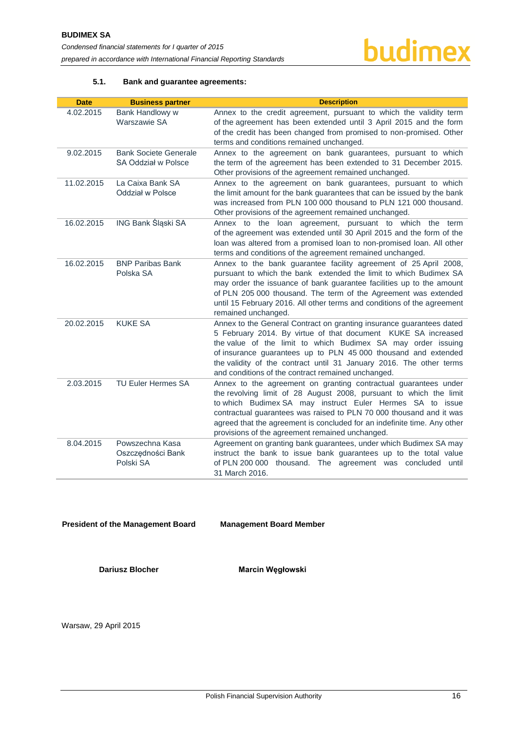### 5.1. Bank and guarantee agreements:

| Date | Business partner | Description |
|---|---|---|
| 4.02.2015 | Bank Handlowy w Warszawie SA | Annex to the credit agreement, pursuant to which the validity term of the agreement has been extended until 3 April 2015 and the form of the credit has been changed from promised to non-promised. Other terms and conditions remained unchanged. |
| 9.02.2015 | Bank Societe Generale SA Oddział w Polsce | Annex to the agreement on bank guarantees, pursuant to which the term of the agreement has been extended to 31 December 2015. Other provisions of the agreement remained unchanged. |
| 11.02.2015 | La Caixa Bank SA Oddział w Polsce | Annex to the agreement on bank guarantees, pursuant to which the limit amount for the bank guarantees that can be issued by the bank was increased from PLN 100 000 thousand to PLN 121 000 thousand. Other provisions of the agreement remained unchanged. |
| 16.02.2015 | ING Bank Śląski SA | Annex to the loan agreement, pursuant to which the term of the agreement was extended until 30 April 2015 and the form of the loan was altered from a promised loan to non-promised loan. All other terms and conditions of the agreement remained unchanged. |
| 16.02.2015 | BNP Paribas Bank Polska SA | Annex to the bank guarantee facility agreement of 25 April 2008, pursuant to which the bank extended the limit to which Budimex SA may order the issuance of bank guarantee facilities up to the amount of PLN 205 000 thousand. The term of the Agreement was extended until 15 February 2016. All other terms and conditions of the agreement remained unchanged. |
| 20.02.2015 | KUKE SA | Annex to the General Contract on granting insurance guarantees dated 5 February 2014. By virtue of that document KUKE SA increased the value of the limit to which Budimex SA may order issuing of insurance guarantees up to PLN 45 000 thousand and extended the validity of the contract until 31 January 2016. The other terms and conditions of the contract remained unchanged. |
| 2.03.2015 | TU Euler Hermes SA | Annex to the agreement on granting contractual guarantees under the revolving limit of 28 August 2008, pursuant to which the limit to which Budimex SA may instruct Euler Hermes SA to issue contractual guarantees was raised to PLN 70 000 thousand and it was agreed that the agreement is concluded for an indefinite time. Any other provisions of the agreement remained unchanged. |
| 8.04.2015 | Powszechna Kasa Oszczędności Bank Polski SA | Agreement on granting bank guarantees, under which Budimex SA may instruct the bank to issue bank guarantees up to the total value of PLN 200 000 thousand. The agreement was concluded until 31 March 2016. |

**President of the Management Board** **Management Board Member**

**Dariusz Blocher** **Marcin Węgłowski**

Warsaw, 29 April 2015